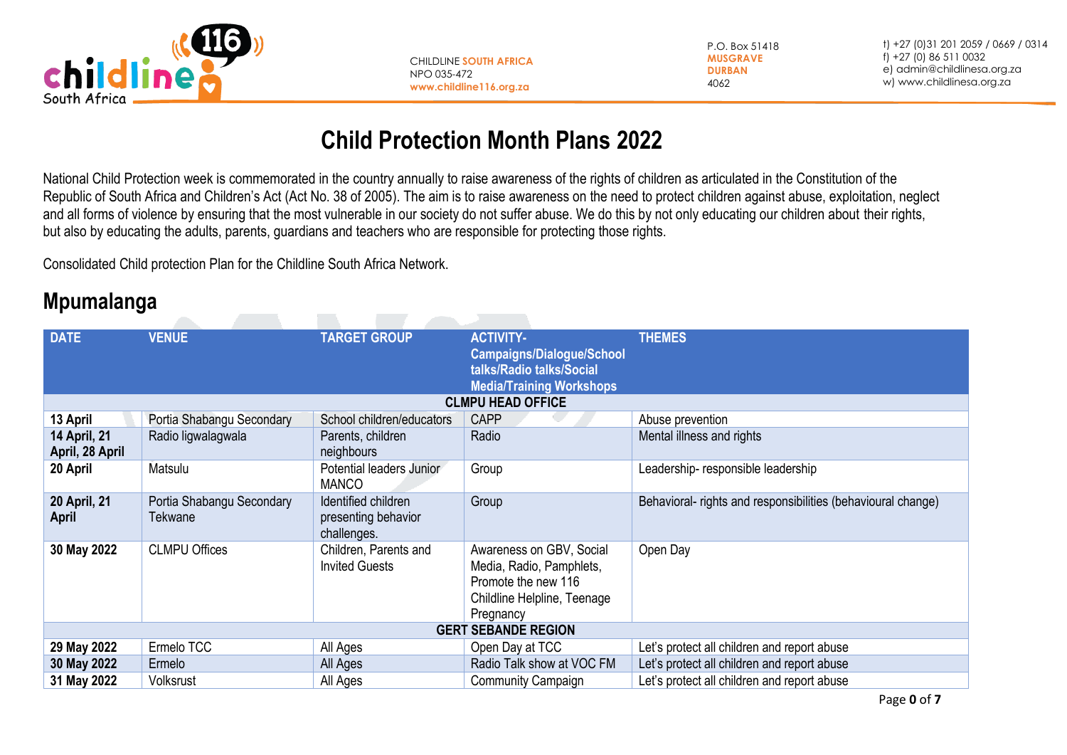CHILDLINE SOUTH AFRICA
NPO 035-472
www.childline116.org.za

P.O. Box 51418
MUSGRAVE
DURBAN
4062

t) +27 (0)31 201 2059 / 0669 / 0314
f) +27 (0) 86 511 0032
e) admin@childlinesa.org.za
w) www.childlinesa.org.za

# Child Protection Month Plans 2022

National Child Protection week is commemorated in the country annually to raise awareness of the rights of children as articulated in the Constitution of the Republic of South Africa and Children's Act (Act No. 38 of 2005). The aim is to raise awareness on the need to protect children against abuse, exploitation, neglect and all forms of violence by ensuring that the most vulnerable in our society do not suffer abuse. We do this by not only educating our children about their rights, but also by educating the adults, parents, guardians and teachers who are responsible for protecting those rights.

Consolidated Child protection Plan for the Childline South Africa Network.

## Mpumalanga

| DATE | VENUE | TARGET GROUP | ACTIVITY- Campaigns/Dialogue/School talks/Radio talks/Social Media/Training Workshops | THEMES |
|---|---|---|---|---|
| | | **CLMPU HEAD OFFICE** | | |
| **13 April** | Portia Shabangu Secondary | School children/educators | CAPP | Abuse prevention |
| **14 April, 21 April, 28 April** | Radio ligwalagwala | Parents, children neighbours | Radio | Mental illness and rights |
| **20 April** | Matsulu | Potential leaders Junior MANCO | Group | Leadership- responsible leadership |
| **20 April, 21 April** | Portia Shabangu Secondary Tekwane | Identified children presenting behavior challenges. | Group | Behavioral- rights and responsibilities (behavioural change) |
| **30 May 2022** | CLMPU Offices | Children, Parents and Invited Guests | Awareness on GBV, Social Media, Radio, Pamphlets, Promote the new 116 Childline Helpline, Teenage Pregnancy | Open Day |
| | | **GERT SEBANDE REGION** | | |
| **29 May 2022** | Ermelo TCC | All Ages | Open Day at TCC | Let's protect all children and report abuse |
| **30 May 2022** | Ermelo | All Ages | Radio Talk show at VOC FM | Let's protect all children and report abuse |
| **31 May 2022** | Volksrust | All Ages | Community Campaign | Let's protect all children and report abuse |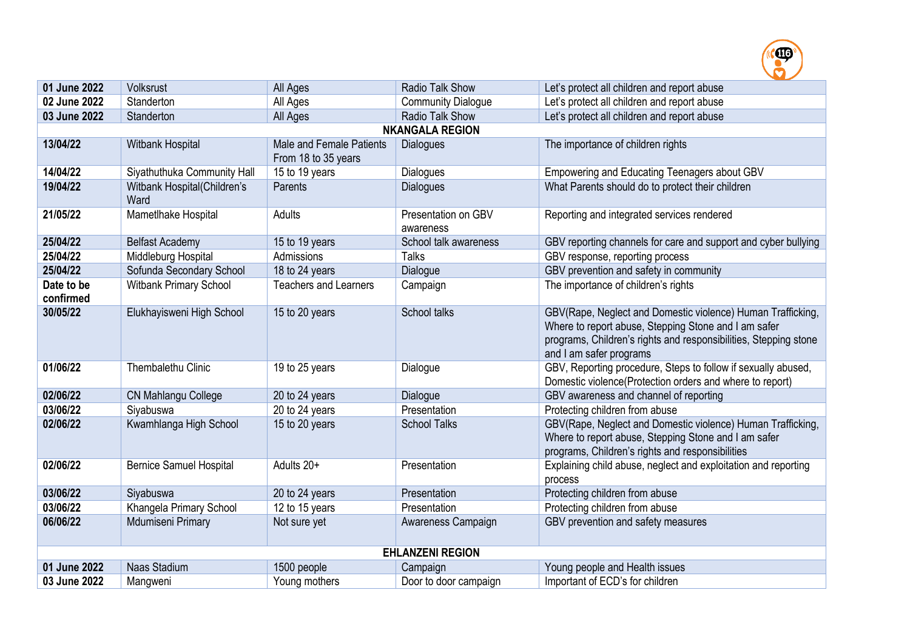| | | | | |
|---|---|---|---|---|
| **01 June 2022** | Volksrust | All Ages | Radio Talk Show | Let's protect all children and report abuse |
| **02 June 2022** | Standerton | All Ages | Community Dialogue | Let's protect all children and report abuse |
| **03 June 2022** | Standerton | All Ages | Radio Talk Show | Let's protect all children and report abuse |
| | | **NKANGALA REGION** | | |
| **13/04/22** | Witbank Hospital | Male and Female Patients From 18 to 35 years | Dialogues | The importance of children rights |
| **14/04/22** | Siyathuthuka Community Hall | 15 to 19 years | Dialogues | Empowering and Educating Teenagers about GBV |
| **19/04/22** | Witbank Hospital(Children's Ward | Parents | Dialogues | What Parents should do to protect their children |
| **21/05/22** | Mametlhake Hospital | Adults | Presentation on GBV awareness | Reporting and integrated services rendered |
| **25/04/22** | Belfast Academy | 15 to 19 years | School talk awareness | GBV reporting channels for care and support and cyber bullying |
| **25/04/22** | Middleburg Hospital | Admissions | Talks | GBV response, reporting process |
| **25/04/22** | Sofunda Secondary School | 18 to 24 years | Dialogue | GBV prevention and safety in community |
| **Date to be confirmed** | Witbank Primary School | Teachers and Learners | Campaign | The importance of children's rights |
| **30/05/22** | Elukhayisweni High School | 15 to 20 years | School talks | GBV(Rape, Neglect and Domestic violence) Human Trafficking, Where to report abuse, Stepping Stone and I am safer programs, Children's rights and responsibilities, Stepping stone and I am safer programs |
| **01/06/22** | Thembalethu Clinic | 19 to 25 years | Dialogue | GBV, Reporting procedure, Steps to follow if sexually abused, Domestic violence(Protection orders and where to report) |
| **02/06/22** | CN Mahlangu College | 20 to 24 years | Dialogue | GBV awareness and channel of reporting |
| **03/06/22** | Siyabuswa | 20 to 24 years | Presentation | Protecting children from abuse |
| **02/06/22** | Kwamhlanga High School | 15 to 20 years | School Talks | GBV(Rape, Neglect and Domestic violence) Human Trafficking, Where to report abuse, Stepping Stone and I am safer programs, Children's rights and responsibilities |
| **02/06/22** | Bernice Samuel Hospital | Adults 20+ | Presentation | Explaining child abuse, neglect and exploitation and reporting process |
| **03/06/22** | Siyabuswa | 20 to 24 years | Presentation | Protecting children from abuse |
| **03/06/22** | Khangela Primary School | 12 to 15 years | Presentation | Protecting children from abuse |
| **06/06/22** | Mdumiseni Primary | Not sure yet | Awareness Campaign | GBV prevention and safety measures |
| | | **EHLANZENI REGION** | | |
| **01 June 2022** | Naas Stadium | 1500 people | Campaign | Young people and Health issues |
| **03 June 2022** | Mangweni | Young mothers | Door to door campaign | Important of ECD's for children |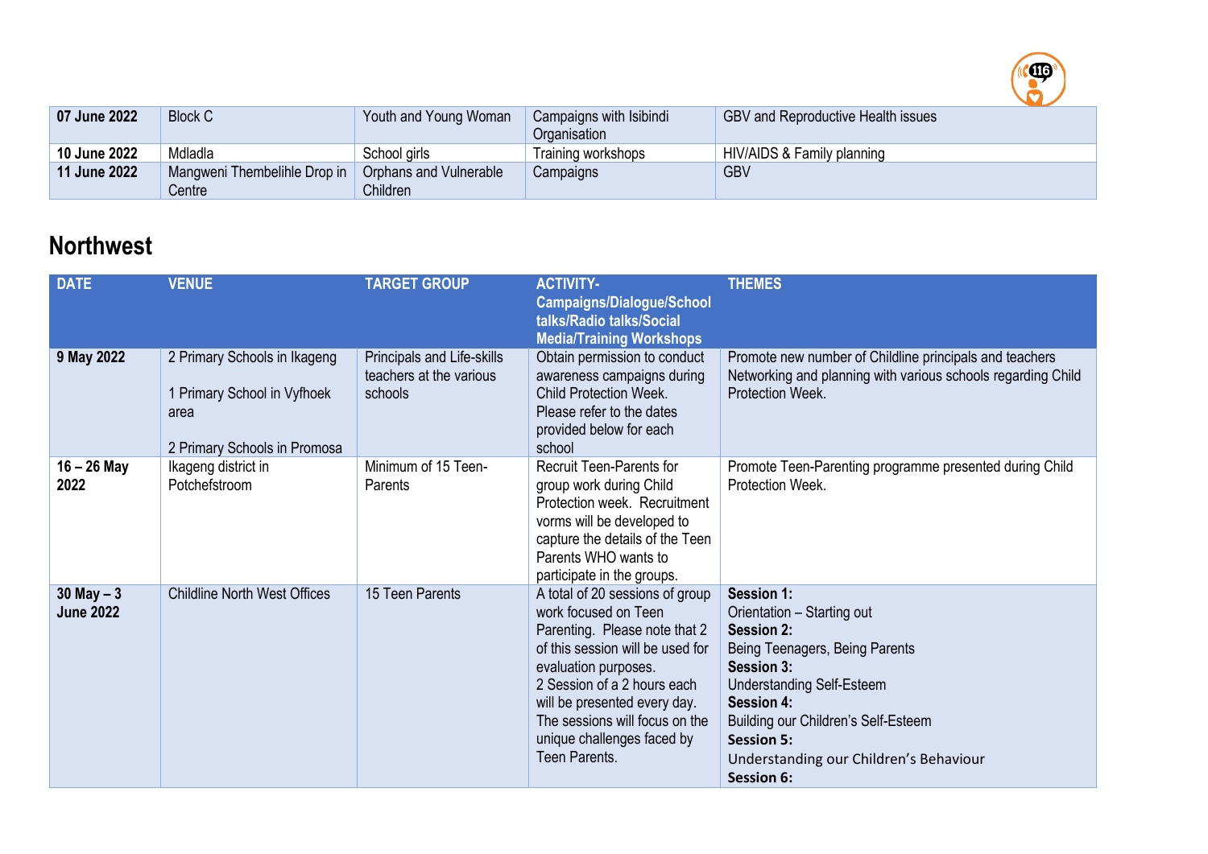| | | | | |
|---|---|---|---|---|
| **07 June 2022** | Block C | Youth and Young Woman | Campaigns with Isibindi Organisation | GBV and Reproductive Health issues |
| **10 June 2022** | Mdladla | School girls | Training workshops | HIV/AIDS & Family planning |
| **11 June 2022** | Mangweni Thembelihle Drop in Centre | Orphans and Vulnerable Children | Campaigns | GBV |

## Northwest

| DATE | VENUE | TARGET GROUP | ACTIVITY- Campaigns/Dialogue/School talks/Radio talks/Social Media/Training Workshops | THEMES |
|---|---|---|---|---|
| **9 May 2022** | 2 Primary Schools in Ikageng<br><br>1 Primary School in Vyfhoek area<br><br>2 Primary Schools in Promosa | Principals and Life-skills teachers at the various schools | Obtain permission to conduct awareness campaigns during Child Protection Week. Please refer to the dates provided below for each school | Promote new number of Childline principals and teachers Networking and planning with various schools regarding Child Protection Week. |
| **16 – 26 May 2022** | Ikageng district in Potchefstroom | Minimum of 15 Teen-Parents | Recruit Teen-Parents for group work during Child Protection week. Recruitment vorms will be developed to capture the details of the Teen Parents WHO wants to participate in the groups. | Promote Teen-Parenting programme presented during Child Protection Week. |
| **30 May – 3 June 2022** | Childline North West Offices | 15 Teen Parents | A total of 20 sessions of group work focused on Teen Parenting. Please note that 2 of this session will be used for evaluation purposes.<br>2 Session of a 2 hours each will be presented every day. The sessions will focus on the unique challenges faced by Teen Parents. | **Session 1:**<br>Orientation – Starting out<br>**Session 2:**<br>Being Teenagers, Being Parents<br>**Session 3:**<br>Understanding Self-Esteem<br>**Session 4:**<br>Building our Children's Self-Esteem<br>**Session 5:**<br>Understanding our Children's Behaviour<br>**Session 6:** |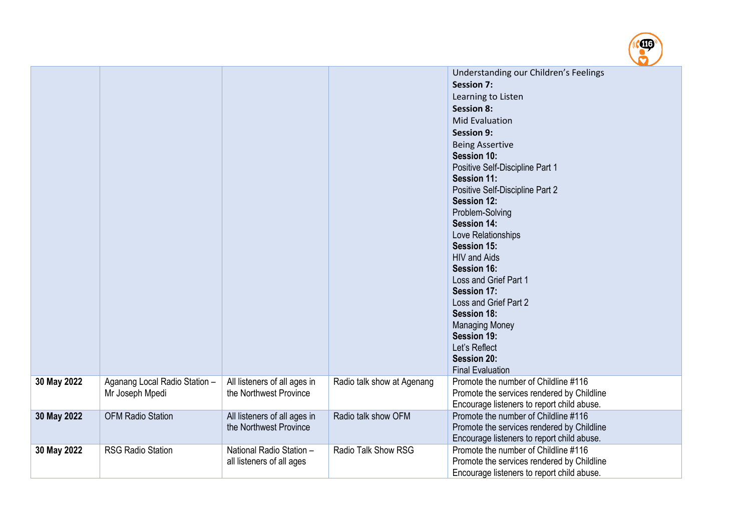| | | | | |
|---|---|---|---|---|
| | | | | Understanding our Children's Feelings<br>**Session 7:**<br>Learning to Listen<br>**Session 8:**<br>Mid Evaluation<br>**Session 9:**<br>Being Assertive<br>**Session 10:**<br>Positive Self-Discipline Part 1<br>**Session 11:**<br>Positive Self-Discipline Part 2<br>**Session 12:**<br>Problem-Solving<br>**Session 14:**<br>Love Relationships<br>**Session 15:**<br>HIV and Aids<br>**Session 16:**<br>Loss and Grief Part 1<br>**Session 17:**<br>Loss and Grief Part 2<br>**Session 18:**<br>Managing Money<br>**Session 19:**<br>Let's Reflect<br>**Session 20:**<br>Final Evaluation |
| **30 May 2022** | Aganang Local Radio Station – Mr Joseph Mpedi | All listeners of all ages in the Northwest Province | Radio talk show at Agenang | Promote the number of Childline #116<br>Promote the services rendered by Childline<br>Encourage listeners to report child abuse. |
| **30 May 2022** | OFM Radio Station | All listeners of all ages in the Northwest Province | Radio talk show OFM | Promote the number of Childline #116<br>Promote the services rendered by Childline<br>Encourage listeners to report child abuse. |
| **30 May 2022** | RSG Radio Station | National Radio Station – all listeners of all ages | Radio Talk Show RSG | Promote the number of Childline #116<br>Promote the services rendered by Childline<br>Encourage listeners to report child abuse. |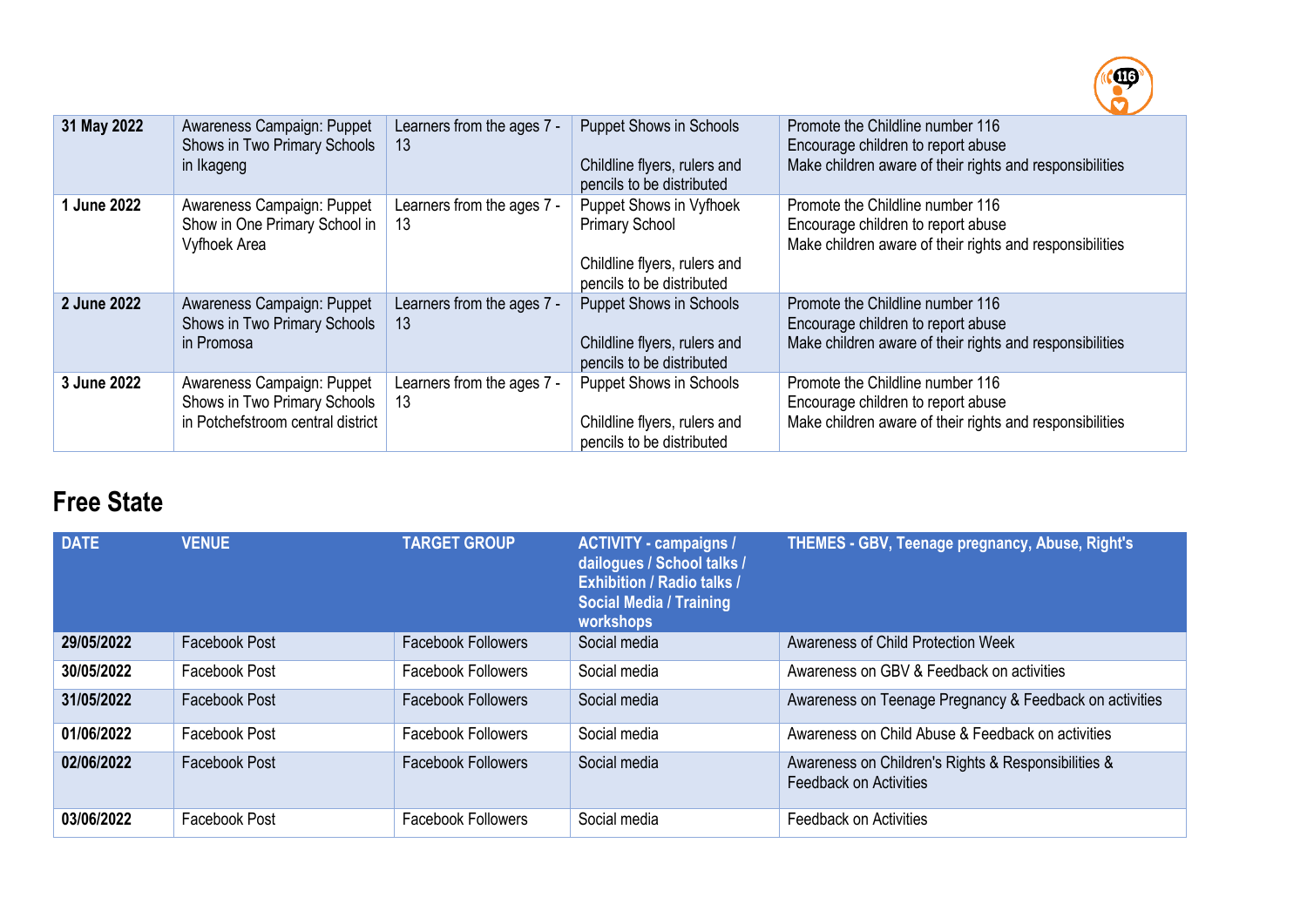| 31 May 2022 | Awareness Campaign: Puppet Shows in Two Primary Schools in Ikageng | Learners from the ages 7 - 13 | Puppet Shows in Schools<br><br>Childline flyers, rulers and pencils to be distributed | Promote the Childline number 116<br>Encourage children to report abuse<br>Make children aware of their rights and responsibilities |
|---|---|---|---|---|
| **1 June 2022** | Awareness Campaign: Puppet Show in One Primary School in Vyfhoek Area | Learners from the ages 7 - 13 | Puppet Shows in Vyfhoek Primary School<br><br>Childline flyers, rulers and pencils to be distributed | Promote the Childline number 116<br>Encourage children to report abuse<br>Make children aware of their rights and responsibilities |
| **2 June 2022** | Awareness Campaign: Puppet Shows in Two Primary Schools in Promosa | Learners from the ages 7 - 13 | Puppet Shows in Schools<br><br>Childline flyers, rulers and pencils to be distributed | Promote the Childline number 116<br>Encourage children to report abuse<br>Make children aware of their rights and responsibilities |
| **3 June 2022** | Awareness Campaign: Puppet Shows in Two Primary Schools in Potchefstroom central district | Learners from the ages 7 - 13 | Puppet Shows in Schools<br><br>Childline flyers, rulers and pencils to be distributed | Promote the Childline number 116<br>Encourage children to report abuse<br>Make children aware of their rights and responsibilities |

## Free State

| DATE | VENUE | TARGET GROUP | ACTIVITY - campaigns / dailogues / School talks / Exhibition / Radio talks / Social Media / Training workshops | THEMES - GBV, Teenage pregnancy, Abuse, Right's |
|---|---|---|---|---|
| **29/05/2022** | Facebook Post | Facebook Followers | Social media | Awareness of Child Protection Week |
| **30/05/2022** | Facebook Post | Facebook Followers | Social media | Awareness on GBV & Feedback on activities |
| **31/05/2022** | Facebook Post | Facebook Followers | Social media | Awareness on Teenage Pregnancy & Feedback on activities |
| **01/06/2022** | Facebook Post | Facebook Followers | Social media | Awareness on Child Abuse & Feedback on activities |
| **02/06/2022** | Facebook Post | Facebook Followers | Social media | Awareness on Children's Rights & Responsibilities & Feedback on Activities |
| **03/06/2022** | Facebook Post | Facebook Followers | Social media | Feedback on Activities |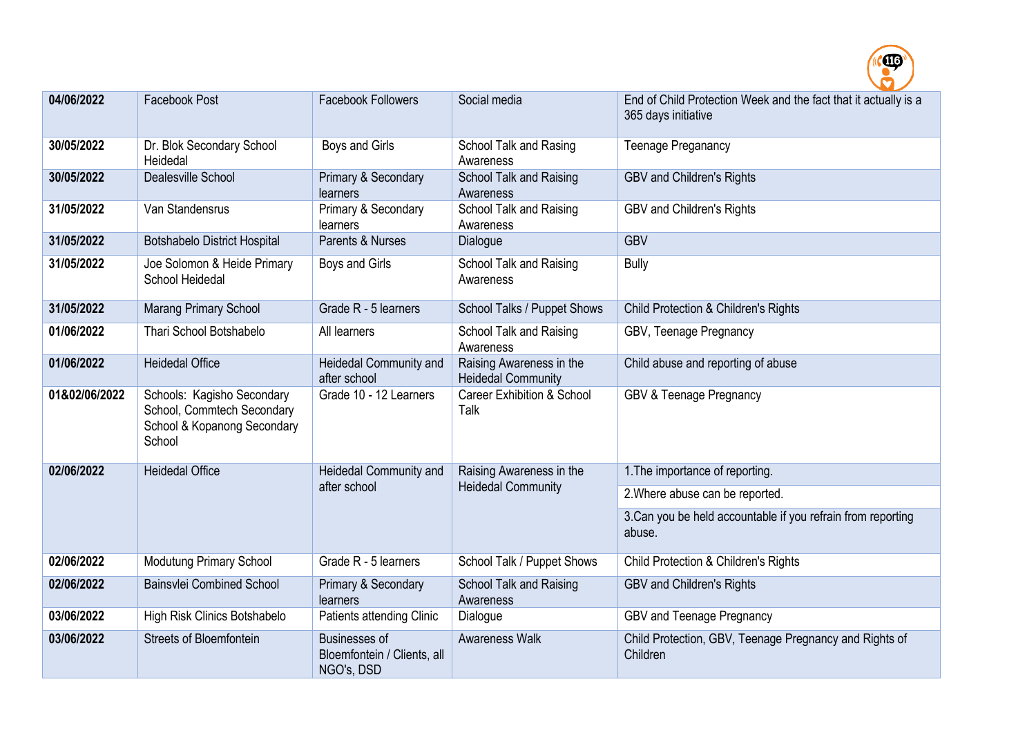| **04/06/2022** | Facebook Post | Facebook Followers | Social media | End of Child Protection Week and the fact that it actually is a 365 days initiative |
|---|---|---|---|---|
| **30/05/2022** | Dr. Blok Secondary School Heidedal | Boys and Girls | School Talk and Rasing Awareness | Teenage Preganancy |
| **30/05/2022** | Dealesville School | Primary & Secondary learners | School Talk and Raising Awareness | GBV and Children's Rights |
| **31/05/2022** | Van Standensrus | Primary & Secondary learners | School Talk and Raising Awareness | GBV and Children's Rights |
| **31/05/2022** | Botshabelo District Hospital | Parents & Nurses | Dialogue | GBV |
| **31/05/2022** | Joe Solomon & Heide Primary School Heidedal | Boys and Girls | School Talk and Raising Awareness | Bully |
| **31/05/2022** | Marang Primary School | Grade R - 5 learners | School Talks / Puppet Shows | Child Protection & Children's Rights |
| **01/06/2022** | Thari School Botshabelo | All learners | School Talk and Raising Awareness | GBV, Teenage Pregnancy |
| **01/06/2022** | Heidedal Office | Heidedal Community and after school | Raising Awareness in the Heidedal Community | Child abuse and reporting of abuse |
| **01&02/06/2022** | Schools: Kagisho Secondary School, Commtech Secondary School & Kopanong Secondary School | Grade 10 - 12 Learners | Career Exhibition & School Talk | GBV & Teenage Pregnancy |
| **02/06/2022** | Heidedal Office | Heidedal Community and after school | Raising Awareness in the Heidedal Community | 1.The importance of reporting. |
| | | | | 2.Where abuse can be reported. |
| | | | | 3.Can you be held accountable if you refrain from reporting abuse. |
| **02/06/2022** | Modutung Primary School | Grade R - 5 learners | School Talk / Puppet Shows | Child Protection & Children's Rights |
| **02/06/2022** | Bainsvlei Combined School | Primary & Secondary learners | School Talk and Raising Awareness | GBV and Children's Rights |
| **03/06/2022** | High Risk Clinics Botshabelo | Patients attending Clinic | Dialogue | GBV and Teenage Pregnancy |
| **03/06/2022** | Streets of Bloemfontein | Businesses of Bloemfontein / Clients, all NGO's, DSD | Awareness Walk | Child Protection, GBV, Teenage Pregnancy and Rights of Children |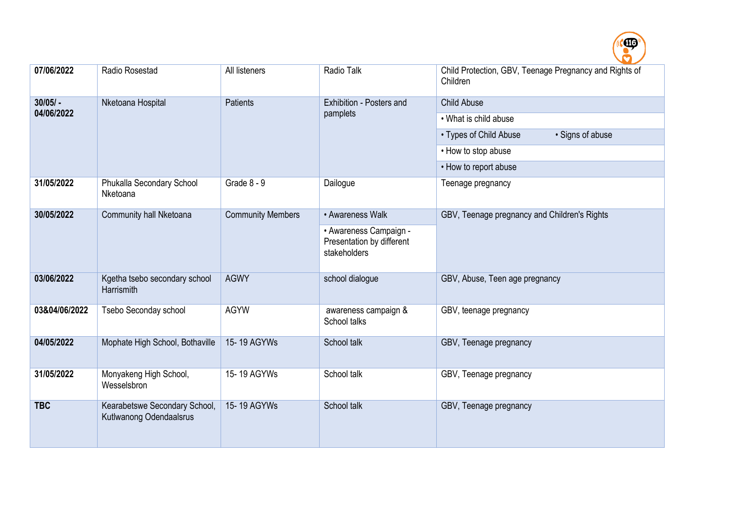| 07/06/2022 | Radio Rosestad | All listeners | Radio Talk | Child Protection, GBV, Teenage Pregnancy and Rights of Children |
|---|---|---|---|---|
| **30/05/ - 04/06/2022** | Nketoana Hospital | Patients | Exhibition - Posters and pamplets | Child Abuse<br>• What is child abuse<br>• Types of Child Abuse • Signs of abuse<br>• How to stop abuse<br>• How to report abuse |
| **31/05/2022** | Phukalla Secondary School Nketoana | Grade 8 - 9 | Dailogue | Teenage pregnancy |
| **30/05/2022** | Community hall Nketoana | Community Members | • Awareness Walk<br>• Awareness Campaign - Presentation by different stakeholders | GBV, Teenage pregnancy and Children's Rights |
| **03/06/2022** | Kgetha tsebo secondary school Harrismith | AGWY | school dialogue | GBV, Abuse, Teen age pregnancy |
| **03&04/06/2022** | Tsebo Seconday school | AGYW | awareness campaign & School talks | GBV, teenage pregnancy |
| **04/05/2022** | Mophate High School, Bothaville | 15- 19 AGYWs | School talk | GBV, Teenage pregnancy |
| **31/05/2022** | Monyakeng High School, Wesselsbron | 15- 19 AGYWs | School talk | GBV, Teenage pregnancy |
| **TBC** | Kearabetswe Secondary School, Kutlwanong Odendaalsrus | 15- 19 AGYWs | School talk | GBV, Teenage pregnancy |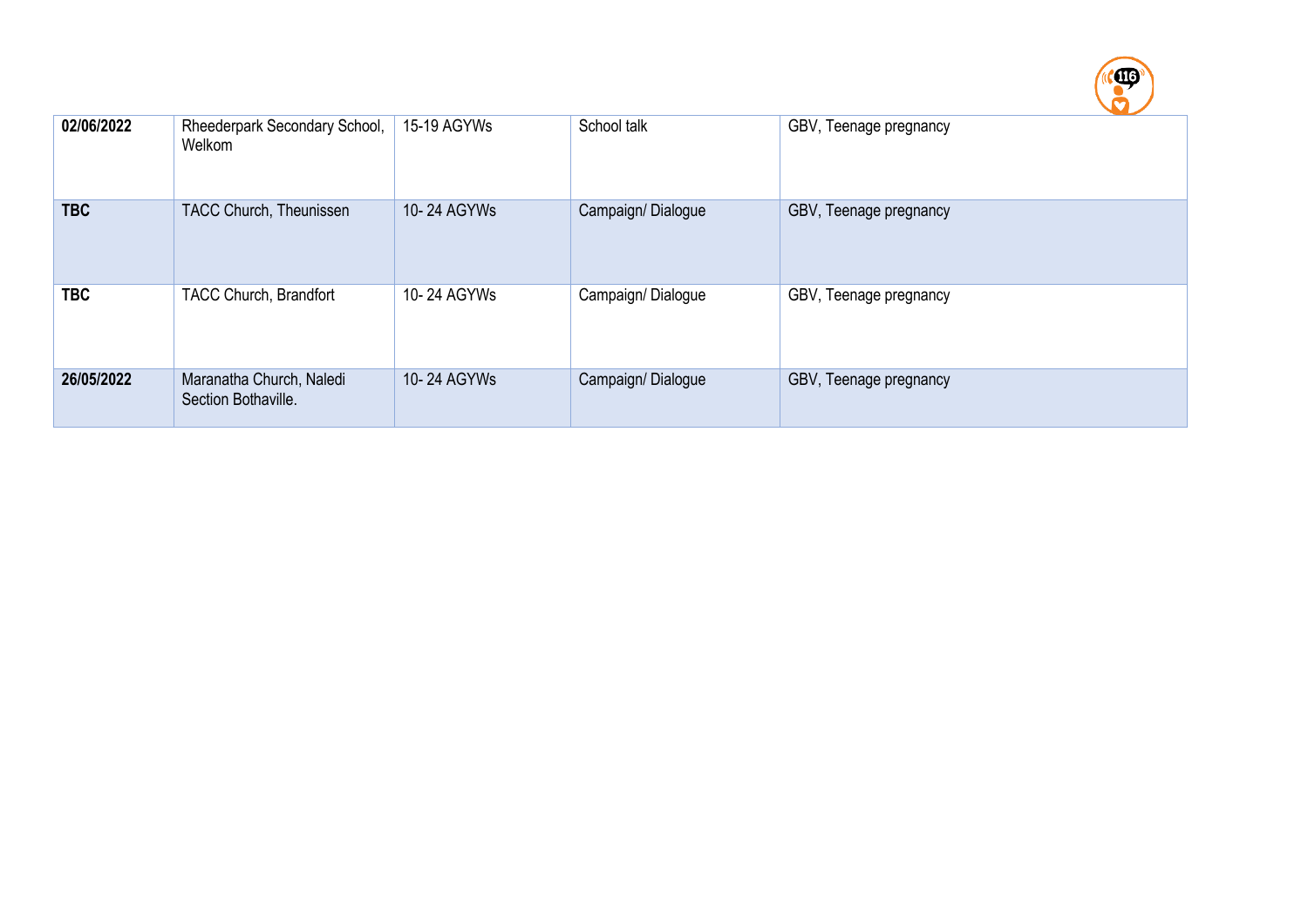| | | | | |
|---|---|---|---|---|
| **02/06/2022** | Rheederpark Secondary School, Welkom | 15-19 AGYWs | School talk | GBV, Teenage pregnancy |
| **TBC** | TACC Church, Theunissen | 10- 24 AGYWs | Campaign/ Dialogue | GBV, Teenage pregnancy |
| **TBC** | TACC Church, Brandfort | 10- 24 AGYWs | Campaign/ Dialogue | GBV, Teenage pregnancy |
| **26/05/2022** | Maranatha Church, Naledi Section Bothaville. | 10- 24 AGYWs | Campaign/ Dialogue | GBV, Teenage pregnancy |